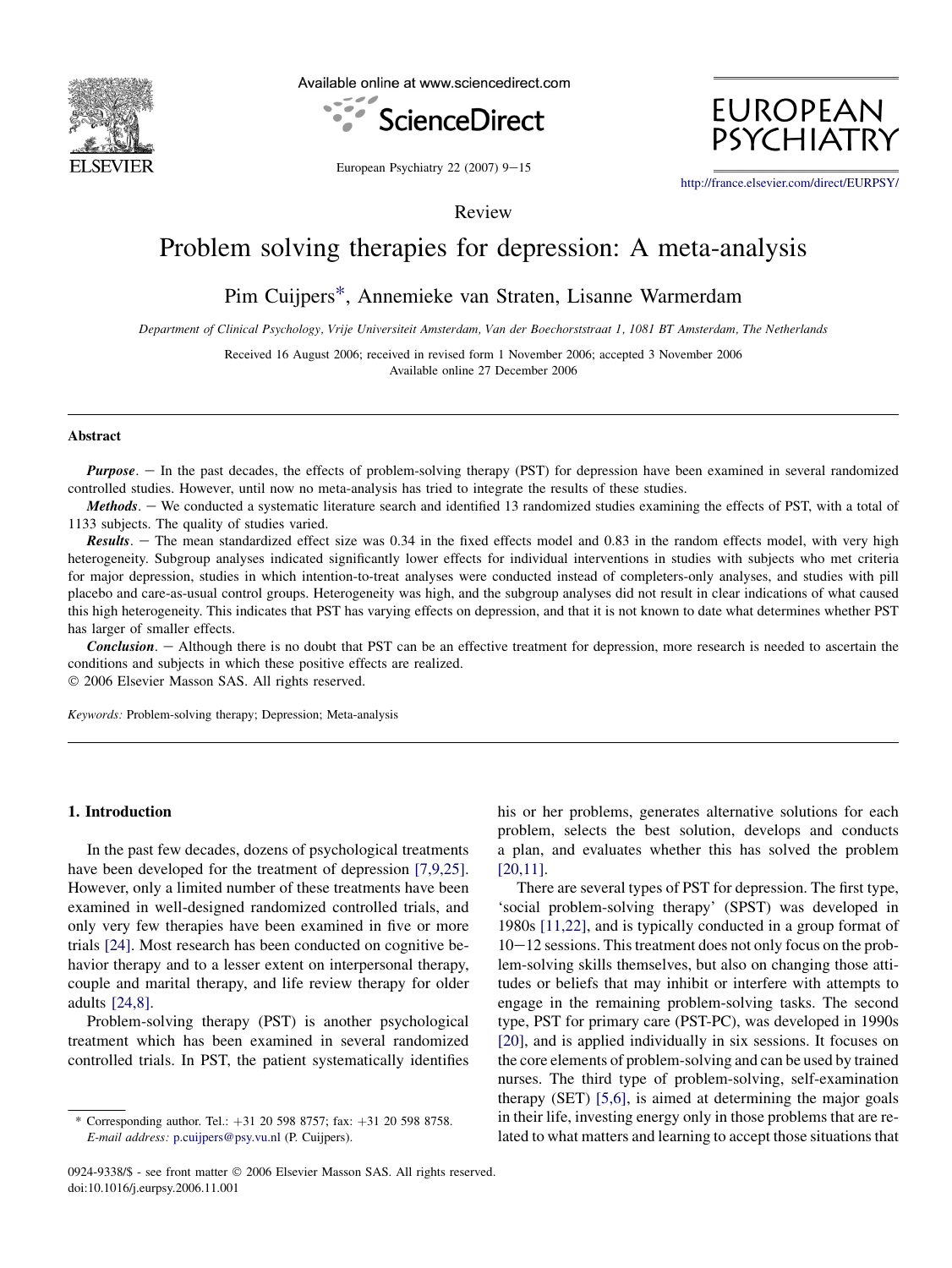Review

# Problem solving therapies for depression: A meta-analysis

Pim Cuijpers*, Annemieke van Straten, Lisanne Warmerdam

*Department of Clinical Psychology, Vrije Universiteit Amsterdam, Van der Boechorststraat 1, 1081 BT Amsterdam, The Netherlands*

Received 16 August 2006; received in revised form 1 November 2006; accepted 3 November 2006
Available online 27 December 2006

## Abstract

***Purpose***. — In the past decades, the effects of problem-solving therapy (PST) for depression have been examined in several randomized controlled studies. However, until now no meta-analysis has tried to integrate the results of these studies.

***Methods***. — We conducted a systematic literature search and identified 13 randomized studies examining the effects of PST, with a total of 1133 subjects. The quality of studies varied.

***Results***. — The mean standardized effect size was 0.34 in the fixed effects model and 0.83 in the random effects model, with very high heterogeneity. Subgroup analyses indicated significantly lower effects for individual interventions in studies with subjects who met criteria for major depression, studies in which intention-to-treat analyses were conducted instead of completers-only analyses, and studies with pill placebo and care-as-usual control groups. Heterogeneity was high, and the subgroup analyses did not result in clear indications of what caused this high heterogeneity. This indicates that PST has varying effects on depression, and that it is not known to date what determines whether PST has larger of smaller effects.

***Conclusion***. — Although there is no doubt that PST can be an effective treatment for depression, more research is needed to ascertain the conditions and subjects in which these positive effects are realized.

© 2006 Elsevier Masson SAS. All rights reserved.

*Keywords:* Problem-solving therapy; Depression; Meta-analysis

## 1. Introduction

In the past few decades, dozens of psychological treatments have been developed for the treatment of depression [7,9,25]. However, only a limited number of these treatments have been examined in well-designed randomized controlled trials, and only very few therapies have been examined in five or more trials [24]. Most research has been conducted on cognitive behavior therapy and to a lesser extent on interpersonal therapy, couple and marital therapy, and life review therapy for older adults [24,8].

Problem-solving therapy (PST) is another psychological treatment which has been examined in several randomized controlled trials. In PST, the patient systematically identifies his or her problems, generates alternative solutions for each problem, selects the best solution, develops and conducts a plan, and evaluates whether this has solved the problem [20,11].

There are several types of PST for depression. The first type, 'social problem-solving therapy' (SPST) was developed in 1980s [11,22], and is typically conducted in a group format of 10−12 sessions. This treatment does not only focus on the problem-solving skills themselves, but also on changing those attitudes or beliefs that may inhibit or interfere with attempts to engage in the remaining problem-solving tasks. The second type, PST for primary care (PST-PC), was developed in 1990s [20], and is applied individually in six sessions. It focuses on the core elements of problem-solving and can be used by trained nurses. The third type of problem-solving, self-examination therapy (SET) [5,6], is aimed at determining the major goals in their life, investing energy only in those problems that are related to what matters and learning to accept those situations that

* Corresponding author. Tel.: +31 20 598 8757; fax: +31 20 598 8758.
*E-mail address:* p.cuijpers@psy.vu.nl (P. Cuijpers).

0924-9338/$ - see front matter © 2006 Elsevier Masson SAS. All rights reserved.
doi:10.1016/j.eurpsy.2006.11.001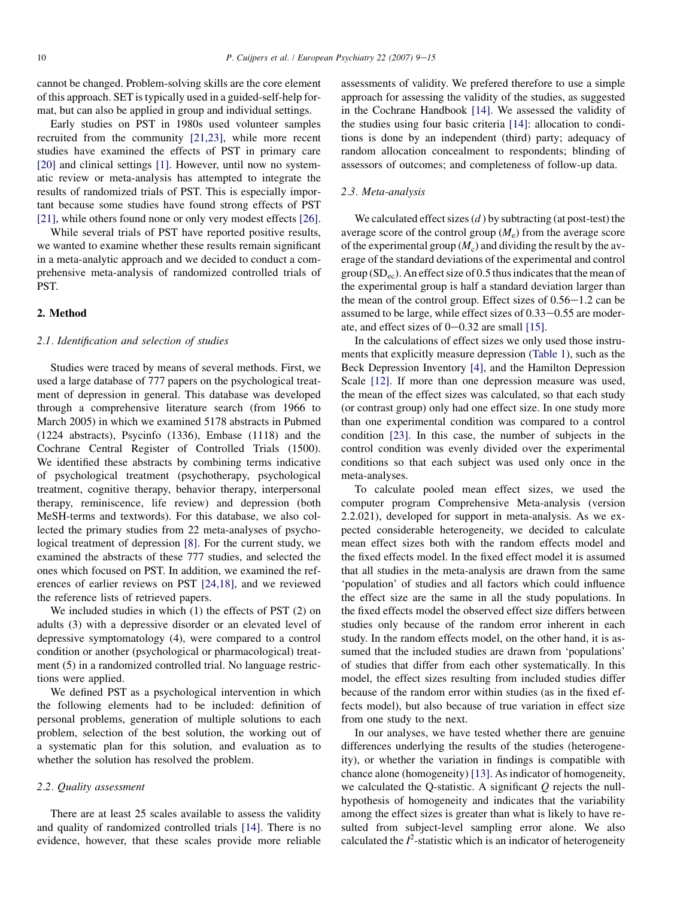cannot be changed. Problem-solving skills are the core element of this approach. SET is typically used in a guided-self-help format, but can also be applied in group and individual settings.

Early studies on PST in 1980s used volunteer samples recruited from the community [21,23], while more recent studies have examined the effects of PST in primary care [20] and clinical settings [1]. However, until now no systematic review or meta-analysis has attempted to integrate the results of randomized trials of PST. This is especially important because some studies have found strong effects of PST [21], while others found none or only very modest effects [26].

While several trials of PST have reported positive results, we wanted to examine whether these results remain significant in a meta-analytic approach and we decided to conduct a comprehensive meta-analysis of randomized controlled trials of PST.

## 2. Method

### 2.1. Identification and selection of studies

Studies were traced by means of several methods. First, we used a large database of 777 papers on the psychological treatment of depression in general. This database was developed through a comprehensive literature search (from 1966 to March 2005) in which we examined 5178 abstracts in Pubmed (1224 abstracts), Psycinfo (1336), Embase (1118) and the Cochrane Central Register of Controlled Trials (1500). We identified these abstracts by combining terms indicative of psychological treatment (psychotherapy, psychological treatment, cognitive therapy, behavior therapy, interpersonal therapy, reminiscence, life review) and depression (both MeSH-terms and textwords). For this database, we also collected the primary studies from 22 meta-analyses of psychological treatment of depression [8]. For the current study, we examined the abstracts of these 777 studies, and selected the ones which focused on PST. In addition, we examined the references of earlier reviews on PST [24,18], and we reviewed the reference lists of retrieved papers.

We included studies in which (1) the effects of PST (2) on adults (3) with a depressive disorder or an elevated level of depressive symptomatology (4), were compared to a control condition or another (psychological or pharmacological) treatment (5) in a randomized controlled trial. No language restrictions were applied.

We defined PST as a psychological intervention in which the following elements had to be included: definition of personal problems, generation of multiple solutions to each problem, selection of the best solution, the working out of a systematic plan for this solution, and evaluation as to whether the solution has resolved the problem.

### 2.2. Quality assessment

There are at least 25 scales available to assess the validity and quality of randomized controlled trials [14]. There is no evidence, however, that these scales provide more reliable assessments of validity. We prefered therefore to use a simple approach for assessing the validity of the studies, as suggested in the Cochrane Handbook [14]. We assessed the validity of the studies using four basic criteria [14]: allocation to conditions is done by an independent (third) party; adequacy of random allocation concealment to respondents; blinding of assessors of outcomes; and completeness of follow-up data.

### 2.3. Meta-analysis

We calculated effect sizes ($d$) by subtracting (at post-test) the average score of the control group ($M_e$) from the average score of the experimental group ($M_c$) and dividing the result by the average of the standard deviations of the experimental and control group ($SD_{ec}$). An effect size of 0.5 thus indicates that the mean of the experimental group is half a standard deviation larger than the mean of the control group. Effect sizes of 0.56−1.2 can be assumed to be large, while effect sizes of 0.33−0.55 are moderate, and effect sizes of 0−0.32 are small [15].

In the calculations of effect sizes we only used those instruments that explicitly measure depression (Table 1), such as the Beck Depression Inventory [4], and the Hamilton Depression Scale [12]. If more than one depression measure was used, the mean of the effect sizes was calculated, so that each study (or contrast group) only had one effect size. In one study more than one experimental condition was compared to a control condition [23]. In this case, the number of subjects in the control condition was evenly divided over the experimental conditions so that each subject was used only once in the meta-analyses.

To calculate pooled mean effect sizes, we used the computer program Comprehensive Meta-analysis (version 2.2.021), developed for support in meta-analysis. As we expected considerable heterogeneity, we decided to calculate mean effect sizes both with the random effects model and the fixed effects model. In the fixed effect model it is assumed that all studies in the meta-analysis are drawn from the same 'population' of studies and all factors which could influence the effect size are the same in all the study populations. In the fixed effects model the observed effect size differs between studies only because of the random error inherent in each study. In the random effects model, on the other hand, it is assumed that the included studies are drawn from 'populations' of studies that differ from each other systematically. In this model, the effect sizes resulting from included studies differ because of the random error within studies (as in the fixed effects model), but also because of true variation in effect size from one study to the next.

In our analyses, we have tested whether there are genuine differences underlying the results of the studies (heterogeneity), or whether the variation in findings is compatible with chance alone (homogeneity) [13]. As indicator of homogeneity, we calculated the Q-statistic. A significant $Q$ rejects the null-hypothesis of homogeneity and indicates that the variability among the effect sizes is greater than what is likely to have resulted from subject-level sampling error alone. We also calculated the $I^2$-statistic which is an indicator of heterogeneity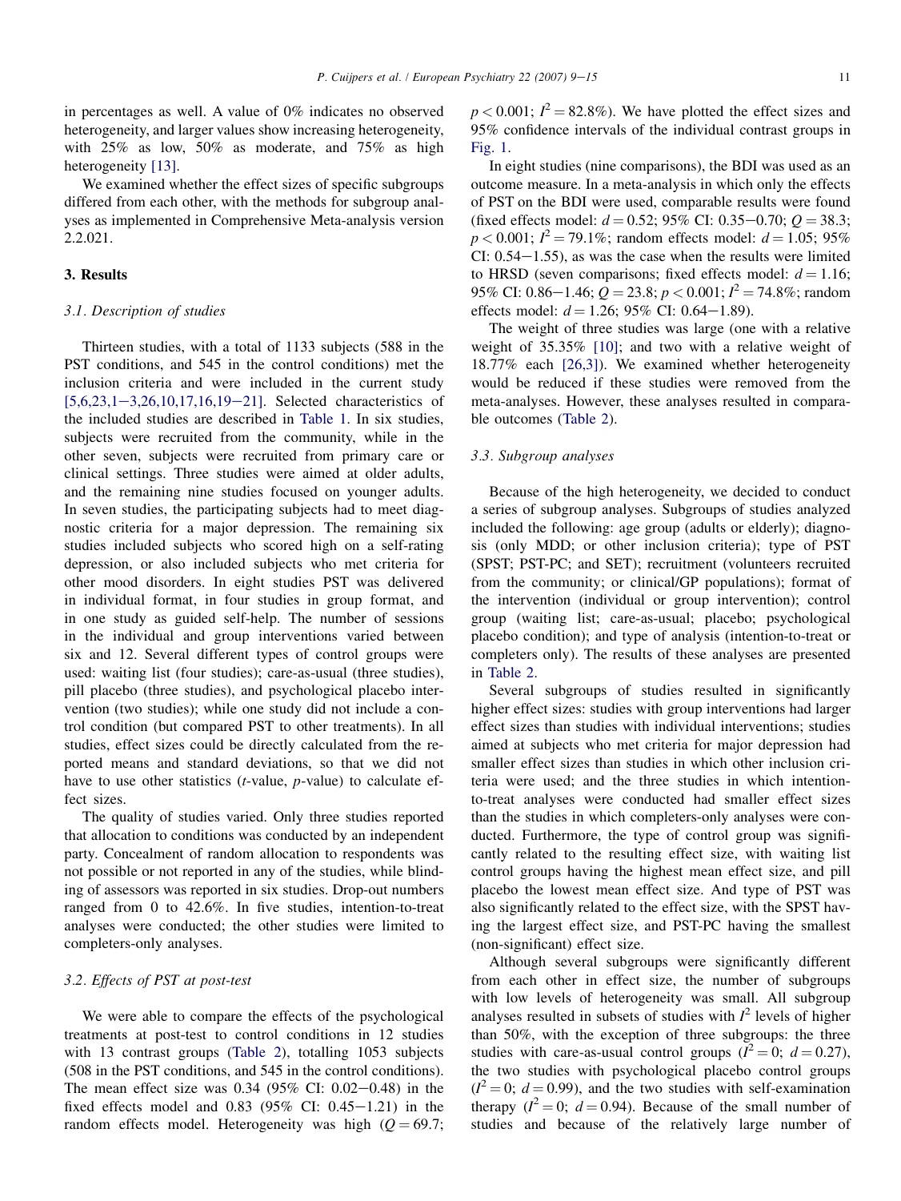in percentages as well. A value of 0% indicates no observed heterogeneity, and larger values show increasing heterogeneity, with 25% as low, 50% as moderate, and 75% as high heterogeneity [13].

We examined whether the effect sizes of specific subgroups differed from each other, with the methods for subgroup analyses as implemented in Comprehensive Meta-analysis version 2.2.021.

## 3. Results

### 3.1. Description of studies

Thirteen studies, with a total of 1133 subjects (588 in the PST conditions, and 545 in the control conditions) met the inclusion criteria and were included in the current study [5,6,23,1−3,26,10,17,16,19−21]. Selected characteristics of the included studies are described in Table 1. In six studies, subjects were recruited from the community, while in the other seven, subjects were recruited from primary care or clinical settings. Three studies were aimed at older adults, and the remaining nine studies focused on younger adults. In seven studies, the participating subjects had to meet diagnostic criteria for a major depression. The remaining six studies included subjects who scored high on a self-rating depression, or also included subjects who met criteria for other mood disorders. In eight studies PST was delivered in individual format, in four studies in group format, and in one study as guided self-help. The number of sessions in the individual and group interventions varied between six and 12. Several different types of control groups were used: waiting list (four studies); care-as-usual (three studies), pill placebo (three studies), and psychological placebo intervention (two studies); while one study did not include a control condition (but compared PST to other treatments). In all studies, effect sizes could be directly calculated from the reported means and standard deviations, so that we did not have to use other statistics (*t*-value, *p*-value) to calculate effect sizes.

The quality of studies varied. Only three studies reported that allocation to conditions was conducted by an independent party. Concealment of random allocation to respondents was not possible or not reported in any of the studies, while blinding of assessors was reported in six studies. Drop-out numbers ranged from 0 to 42.6%. In five studies, intention-to-treat analyses were conducted; the other studies were limited to completers-only analyses.

### 3.2. Effects of PST at post-test

We were able to compare the effects of the psychological treatments at post-test to control conditions in 12 studies with 13 contrast groups (Table 2), totalling 1053 subjects (508 in the PST conditions, and 545 in the control conditions). The mean effect size was 0.34 (95% CI: 0.02−0.48) in the fixed effects model and 0.83 (95% CI: 0.45−1.21) in the random effects model. Heterogeneity was high ($Q = 69.7$; $p < 0.001$; $I^2 = 82.8\%$). We have plotted the effect sizes and 95% confidence intervals of the individual contrast groups in Fig. 1.

In eight studies (nine comparisons), the BDI was used as an outcome measure. In a meta-analysis in which only the effects of PST on the BDI were used, comparable results were found (fixed effects model: $d = 0.52$; 95% CI: 0.35−0.70; $Q = 38.3$; $p < 0.001$; $I^2 = 79.1\%$; random effects model: $d = 1.05$; 95% CI: 0.54−1.55), as was the case when the results were limited to HRSD (seven comparisons; fixed effects model: $d = 1.16$; 95% CI: 0.86−1.46; $Q = 23.8$; $p < 0.001$; $I^2 = 74.8\%$; random effects model: $d = 1.26$; 95% CI: 0.64−1.89).

The weight of three studies was large (one with a relative weight of 35.35% [10]; and two with a relative weight of 18.77% each [26,3]). We examined whether heterogeneity would be reduced if these studies were removed from the meta-analyses. However, these analyses resulted in comparable outcomes (Table 2).

### 3.3. Subgroup analyses

Because of the high heterogeneity, we decided to conduct a series of subgroup analyses. Subgroups of studies analyzed included the following: age group (adults or elderly); diagnosis (only MDD; or other inclusion criteria); type of PST (SPST; PST-PC; and SET); recruitment (volunteers recruited from the community; or clinical/GP populations); format of the intervention (individual or group intervention); control group (waiting list; care-as-usual; placebo; psychological placebo condition); and type of analysis (intention-to-treat or completers only). The results of these analyses are presented in Table 2.

Several subgroups of studies resulted in significantly higher effect sizes: studies with group interventions had larger effect sizes than studies with individual interventions; studies aimed at subjects who met criteria for major depression had smaller effect sizes than studies in which other inclusion criteria were used; and the three studies in which intention-to-treat analyses were conducted had smaller effect sizes than the studies in which completers-only analyses were conducted. Furthermore, the type of control group was significantly related to the resulting effect size, with waiting list control groups having the highest mean effect size, and pill placebo the lowest mean effect size. And type of PST was also significantly related to the effect size, with the SPST having the largest effect size, and PST-PC having the smallest (non-significant) effect size.

Although several subgroups were significantly different from each other in effect size, the number of subgroups with low levels of heterogeneity was small. All subgroup analyses resulted in subsets of studies with $I^2$ levels of higher than 50%, with the exception of three subgroups: the three studies with care-as-usual control groups ($I^2 = 0$; $d = 0.27$), the two studies with psychological placebo control groups ($I^2 = 0$; $d = 0.99$), and the two studies with self-examination therapy ($I^2 = 0$; $d = 0.94$). Because of the small number of studies and because of the relatively large number of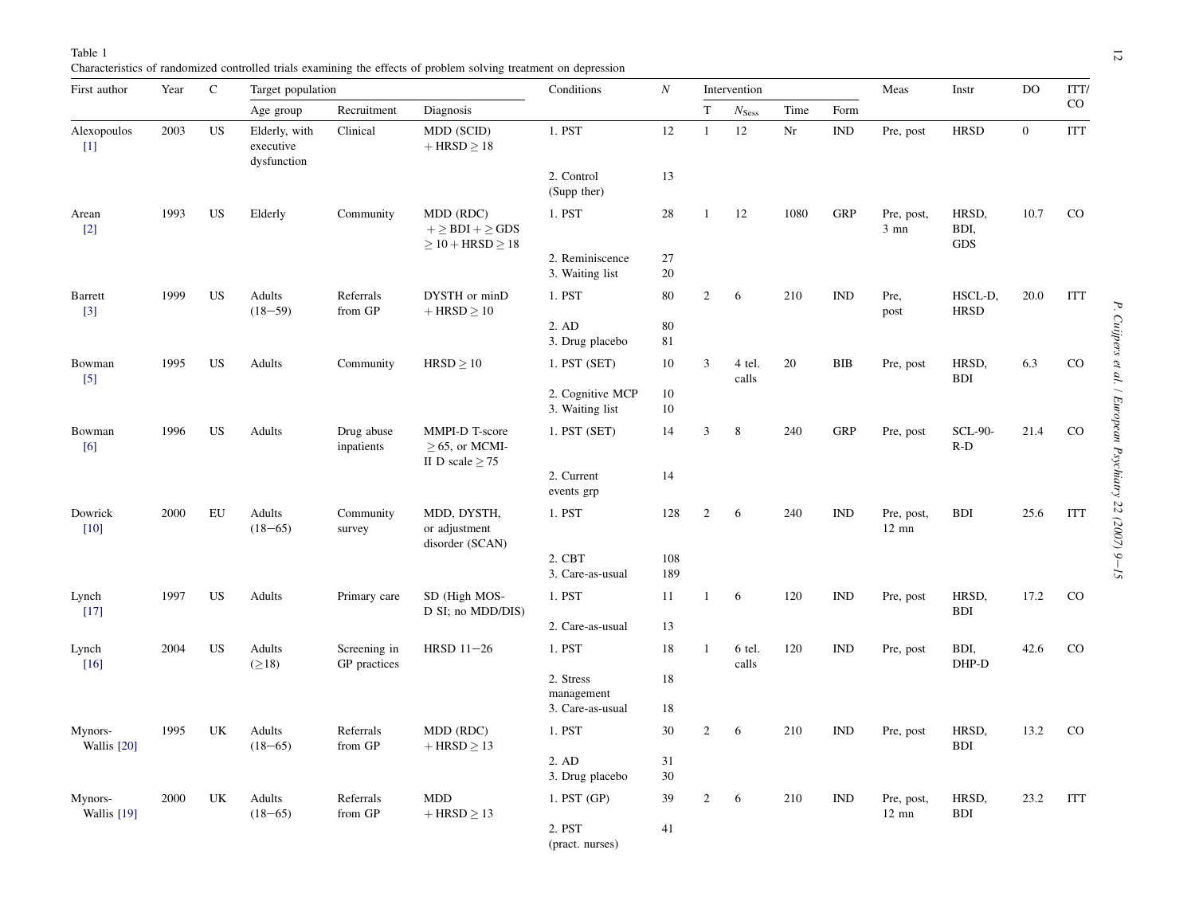Table 1
Characteristics of randomized controlled trials examining the effects of problem solving treatment on depression

| First author | Year | C | Target population | | | Conditions | N | Intervention | | | | Meas | Instr | DO | ITT/CO |
|---|---|---|---|---|---|---|---|---|---|---|---|---|---|---|---|
| | | | Age group | Recruitment | Diagnosis | | | T | $N_{Sess}$ | Time | Form | | | | |
| Alexopoulos [1] | 2003 | US | Elderly, with executive dysfunction | Clinical | MDD (SCID) + HRSD ≥ 18 | 1. PST | 12 | 1 | 12 | Nr | IND | Pre, post | HRSD | 0 | ITT |
| | | | | | | 2. Control (Supp ther) | 13 | | | | | | | | |
| Arean [2] | 1993 | US | Elderly | Community | MDD (RDC) + ≥ BDI + ≥ GDS ≥ 10 + HRSD ≥ 18 | 1. PST | 28 | 1 | 12 | 1080 | GRP | Pre, post, 3 mn | HRSD, BDI, GDS | 10.7 | CO |
| | | | | | | 2. Reminiscence | 27 | | | | | | | | |
| | | | | | | 3. Waiting list | 20 | | | | | | | | |
| Barrett [3] | 1999 | US | Adults (18−59) | Referrals from GP | DYSTH or minD + HRSD ≥ 10 | 1. PST | 80 | 2 | 6 | 210 | IND | Pre, post | HSCL-D, HRSD | 20.0 | ITT |
| | | | | | | 2. AD | 80 | | | | | | | | |
| | | | | | | 3. Drug placebo | 81 | | | | | | | | |
| Bowman [5] | 1995 | US | Adults | Community | HRSD ≥ 10 | 1. PST (SET) | 10 | 3 | 4 tel. calls | 20 | BIB | Pre, post | HRSD, BDI | 6.3 | CO |
| | | | | | | 2. Cognitive MCP | 10 | | | | | | | | |
| | | | | | | 3. Waiting list | 10 | | | | | | | | |
| Bowman [6] | 1996 | US | Adults | Drug abuse inpatients | MMPI-D T-score ≥ 65, or MCMI-II D scale ≥ 75 | 1. PST (SET) | 14 | 3 | 8 | 240 | GRP | Pre, post | SCL-90-R-D | 21.4 | CO |
| | | | | | | 2. Current events grp | 14 | | | | | | | | |
| Dowrick [10] | 2000 | EU | Adults (18−65) | Community survey | MDD, DYSTH, or adjustment disorder (SCAN) | 1. PST | 128 | 2 | 6 | 240 | IND | Pre, post, 12 mn | BDI | 25.6 | ITT |
| | | | | | | 2. CBT | 108 | | | | | | | | |
| | | | | | | 3. Care-as-usual | 189 | | | | | | | | |
| Lynch [17] | 1997 | US | Adults | Primary care | SD (High MOS-D SI; no MDD/DIS) | 1. PST | 11 | 1 | 6 | 120 | IND | Pre, post | HRSD, BDI | 17.2 | CO |
| | | | | | | 2. Care-as-usual | 13 | | | | | | | | |
| Lynch [16] | 2004 | US | Adults (≥18) | Screening in GP practices | HRSD 11−26 | 1. PST | 18 | 1 | 6 tel. calls | 120 | IND | Pre, post | BDI, DHP-D | 42.6 | CO |
| | | | | | | 2. Stress management | 18 | | | | | | | | |
| | | | | | | 3. Care-as-usual | 18 | | | | | | | | |
| Mynors-Wallis [20] | 1995 | UK | Adults (18−65) | Referrals from GP | MDD (RDC) + HRSD ≥ 13 | 1. PST | 30 | 2 | 6 | 210 | IND | Pre, post | HRSD, BDI | 13.2 | CO |
| | | | | | | 2. AD | 31 | | | | | | | | |
| | | | | | | 3. Drug placebo | 30 | | | | | | | | |
| Mynors-Wallis [19] | 2000 | UK | Adults (18−65) | Referrals from GP | MDD + HRSD ≥ 13 | 1. PST (GP) | 39 | 2 | 6 | 210 | IND | Pre, post, 12 mn | HRSD, BDI | 23.2 | ITT |
| | | | | | | 2. PST (pract. nurses) | 41 | | | | | | | | |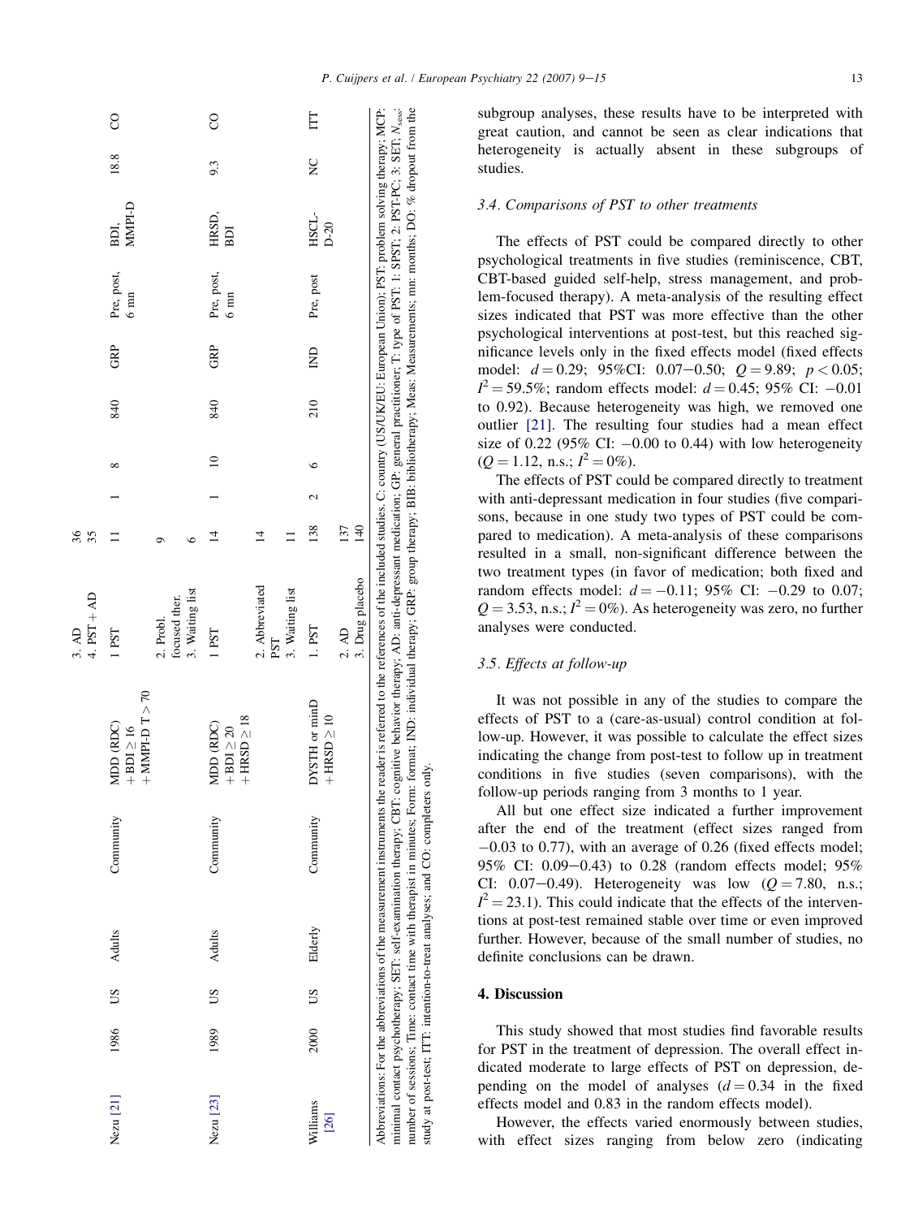| | | | | | | | | | | | | | | |
|---|---|---|---|---|---|---|---|---|---|---|---|---|---|---|
| | | | | | | 3. AD | 36 | | | | | | | |
| | | | | | | 4. PST + AD | 35 | | | | | | | |
| Nezu [21] | 1986 | US | Adults | Community | MDD (RDC) + BDI ≥ 16 + MMPI-D T > 70 | 1 PST | 11 | 1 | 8 | 840 | GRP | Pre, post, 6 mn | BDI, MMPI-D | 18.8 | CO |
| | | | | | | 2. Probl. focused ther. | 9 | | | | | | | | |
| | | | | | | 3. Waiting list | 6 | | | | | | | | |
| Nezu [23] | 1989 | US | Adults | Community | MDD (RDC) + BDI ≥ 20 + HRSD ≥ 18 | 1 PST | 14 | 1 | 10 | 840 | GRP | Pre, post, 6 mn | HRSD, BDI | 9.3 | CO |
| | | | | | | 2. Abbreviated PST | 14 | | | | | | | | |
| | | | | | | 3. Waiting list | 11 | | | | | | | | |
| Williams [26] | 2000 | US | Elderly | Community | DYSTH or minD + HRSD ≥ 10 | 1. PST | 138 | 2 | 6 | 210 | IND | Pre, post | HSCL-D-20 | NC | ITT |
| | | | | | | 2. AD | 137 | | | | | | | | |
| | | | | | | 3. Drug placebo | 140 | | | | | | | | |

Abbreviations: For the abbreviations of the measurement instruments the reader is referred to the references of the included studies. C: country (US/UK/EU: European Union); PST: problem solving therapy; MCP: minimal contact psychotherapy; SET: self-examination therapy; CBT: cognitive behavior therapy; AD: anti-depressant medication; GP: general practitioner; T: type of PST: 1: SPST; 2: PST-PC; 3: SET; $N_{sess}$: number of sessions; Time: contact time with therapist in minutes; Form: format; IND: individual therapy; GRP: group therapy; BIB: bibliotherapy; Meas: Measurements; mn: months; DO: % dropout from the study at post-test; ITT: intention-to-treat analyses; and CO: completers only.

subgroup analyses, these results have to be interpreted with great caution, and cannot be seen as clear indications that heterogeneity is actually absent in these subgroups of studies.

### 3.4. Comparisons of PST to other treatments

The effects of PST could be compared directly to other psychological treatments in five studies (reminiscence, CBT, CBT-based guided self-help, stress management, and problem-focused therapy). A meta-analysis of the resulting effect sizes indicated that PST was more effective than the other psychological interventions at post-test, but this reached significance levels only in the fixed effects model (fixed effects model: $d = 0.29$; 95%CI: 0.07–0.50; $Q = 9.89$; $p < 0.05$; $I^2 = 59.5\%$; random effects model: $d = 0.45$; 95% CI: −0.01 to 0.92). Because heterogeneity was high, we removed one outlier [21]. The resulting four studies had a mean effect size of 0.22 (95% CI: −0.00 to 0.44) with low heterogeneity ($Q = 1.12$, n.s.; $I^2 = 0\%$).

The effects of PST could be compared directly to treatment with anti-depressant medication in four studies (five comparisons, because in one study two types of PST could be compared to medication). A meta-analysis of these comparisons resulted in a small, non-significant difference between the two treatment types (in favor of medication; both fixed and random effects model: $d = -0.11$; 95% CI: −0.29 to 0.07; $Q = 3.53$, n.s.; $I^2 = 0\%$). As heterogeneity was zero, no further analyses were conducted.

### 3.5. Effects at follow-up

It was not possible in any of the studies to compare the effects of PST to a (care-as-usual) control condition at follow-up. However, it was possible to calculate the effect sizes indicating the change from post-test to follow up in treatment conditions in five studies (seven comparisons), with the follow-up periods ranging from 3 months to 1 year.

All but one effect size indicated a further improvement after the end of the treatment (effect sizes ranged from −0.03 to 0.77), with an average of 0.26 (fixed effects model; 95% CI: 0.09–0.43) to 0.28 (random effects model; 95% CI: 0.07–0.49). Heterogeneity was low ($Q = 7.80$, n.s.; $I^2 = 23.1$). This could indicate that the effects of the interventions at post-test remained stable over time or even improved further. However, because of the small number of studies, no definite conclusions can be drawn.

## 4. Discussion

This study showed that most studies find favorable results for PST in the treatment of depression. The overall effect indicated moderate to large effects of PST on depression, depending on the model of analyses ($d = 0.34$ in the fixed effects model and 0.83 in the random effects model).

However, the effects varied enormously between studies, with effect sizes ranging from below zero (indicating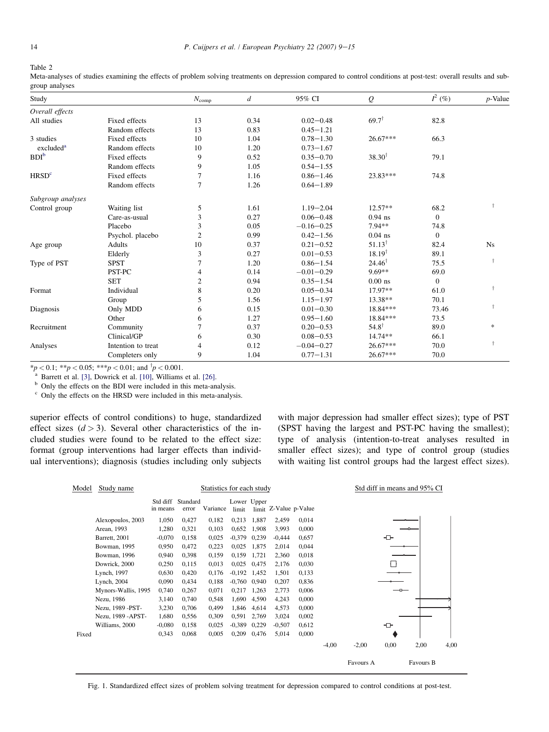Table 2

Meta-analyses of studies examining the effects of problem solving treatments on depression compared to control conditions at post-test: overall results and subgroup analyses

| Study | | $N_{comp}$ | $d$ | 95% CI | $Q$ | $I^2$ (%) | $p$-Value |
|---|---|---|---|---|---|---|---|
| *Overall effects* | | | | | | | |
| All studies | Fixed effects | 13 | 0.34 | 0.02–0.48 | $69.7^{\dagger}$ | 82.8 | |
| | Random effects | 13 | 0.83 | 0.45–1.21 | | | |
| 3 studies excluded[a] | Fixed effects | 10 | 1.04 | 0.78–1.30 | 26.67*** | 66.3 | |
| | Random effects | 10 | 1.20 | 0.73–1.67 | | | |
| BDI[b] | Fixed effects | 9 | 0.52 | 0.35–0.70 | $38.30^{\dagger}$ | 79.1 | |
| | Random effects | 9 | 1.05 | 0.54–1.55 | | | |
| HRSD[c] | Fixed effects | 7 | 1.16 | 0.86–1.46 | 23.83*** | 74.8 | |
| | Random effects | 7 | 1.26 | 0.64–1.89 | | | |
| *Subgroup analyses* | | | | | | | |
| Control group | Waiting list | 5 | 1.61 | 1.19–2.04 | 12.57** | 68.2 | † |
| | Care-as-usual | 3 | 0.27 | 0.06–0.48 | 0.94 ns | 0 | |
| | Placebo | 3 | 0.05 | −0.16–0.25 | 7.94** | 74.8 | |
| | Psychol. placebo | 2 | 0.99 | 0.42–1.56 | 0.04 ns | 0 | |
| Age group | Adults | 10 | 0.37 | 0.21–0.52 | $51.13^{\dagger}$ | 82.4 | Ns |
| | Elderly | 3 | 0.27 | 0.01–0.53 | $18.19^{\dagger}$ | 89.1 | |
| Type of PST | SPST | 7 | 1.20 | 0.86–1.54 | $24.46^{\dagger}$ | 75.5 | † |
| | PST-PC | 4 | 0.14 | −0.01–0.29 | 9.69** | 69.0 | |
| | SET | 2 | 0.94 | 0.35–1.54 | 0.00 ns | 0 | |
| Format | Individual | 8 | 0.20 | 0.05–0.34 | 17.97** | 61.0 | † |
| | Group | 5 | 1.56 | 1.15–1.97 | 13.38** | 70.1 | |
| Diagnosis | Only MDD | 6 | 0.15 | 0.01–0.30 | 18.84*** | 73.46 | † |
| | Other | 6 | 1.27 | 0.95–1.60 | 18.84*** | 73.5 | |
| Recruitment | Community | 7 | 0.37 | 0.20–0.53 | $54.8^{\dagger}$ | 89.0 | * |
| | Clinical/GP | 6 | 0.30 | 0.08–0.53 | 14.74** | 66.1 | |
| Analyses | Intention to treat | 4 | 0.12 | −0.04–0.27 | 26.67*** | 70.0 | † |
| | Completers only | 9 | 1.04 | 0.77–1.31 | 26.67*** | 70.0 | |

*$p < 0.1$; **$p < 0.05$; ***$p < 0.01$; and $^{\dagger}p < 0.001$.

[a] Barrett et al. [3], Dowrick et al. [10], Williams et al. [26].

[b] Only the effects on the BDI were included in this meta-analysis.

[c] Only the effects on the HRSD were included in this meta-analysis.

superior effects of control conditions) to huge, standardized effect sizes ($d > 3$). Several other characteristics of the included studies were found to be related to the effect size: format (group interventions had larger effects than individual interventions); diagnosis (studies including only subjects with major depression had smaller effect sizes); type of PST (SPST having the largest and PST-PC having the smallest); type of analysis (intention-to-treat analyses resulted in smaller effect sizes); and type of control group (studies with waiting list control groups had the largest effect sizes).

| Model | Study name | Std diff in means | Standard error | Variance | Lower limit | Upper limit | Z-Value | p-Value |
|---|---|---|---|---|---|---|---|---|
| | Alexopoulos, 2003 | 1,050 | 0,427 | 0,182 | 0,213 | 1,887 | 2,459 | 0,014 |
| | Arean, 1993 | 1,280 | 0,321 | 0,103 | 0,652 | 1,908 | 3,993 | 0,000 |
| | Barrett, 2001 | -0,070 | 0,158 | 0,025 | -0,379 | 0,239 | -0,444 | 0,657 |
| | Bowman, 1995 | 0,950 | 0,472 | 0,223 | 0,025 | 1,875 | 2,014 | 0,044 |
| | Bowman, 1996 | 0,940 | 0,398 | 0,159 | 0,159 | 1,721 | 2,360 | 0,018 |
| | Dowrick, 2000 | 0,250 | 0,115 | 0,013 | 0,025 | 0,475 | 2,176 | 0,030 |
| | Lynch, 1997 | 0,630 | 0,420 | 0,176 | -0,192 | 1,452 | 1,501 | 0,133 |
| | Lynch, 2004 | 0,090 | 0,434 | 0,188 | -0,760 | 0,940 | 0,207 | 0,836 |
| | Mynors-Wallis, 1995 | 0,740 | 0,267 | 0,071 | 0,217 | 1,263 | 2,773 | 0,006 |
| | Nezu, 1986 | 3,140 | 0,740 | 0,548 | 1,690 | 4,590 | 4,243 | 0,000 |
| | Nezu, 1989 -PST- | 3,230 | 0,706 | 0,499 | 1,846 | 4,614 | 4,573 | 0,000 |
| | Nezu, 1989 -APST- | 1,680 | 0,556 | 0,309 | 0,591 | 2,769 | 3,024 | 0,002 |
| | Williams, 2000 | -0,080 | 0,158 | 0,025 | -0,389 | 0,229 | -0,507 | 0,612 |
| Fixed | | 0,343 | 0,068 | 0,005 | 0,209 | 0,476 | 5,014 | 0,000 |

Std diff in means and 95% CI (axis: -4,00 to 4,00; Favours A / Favours B)

Fig. 1. Standardized effect sizes of problem solving treatment for depression compared to control conditions at post-test.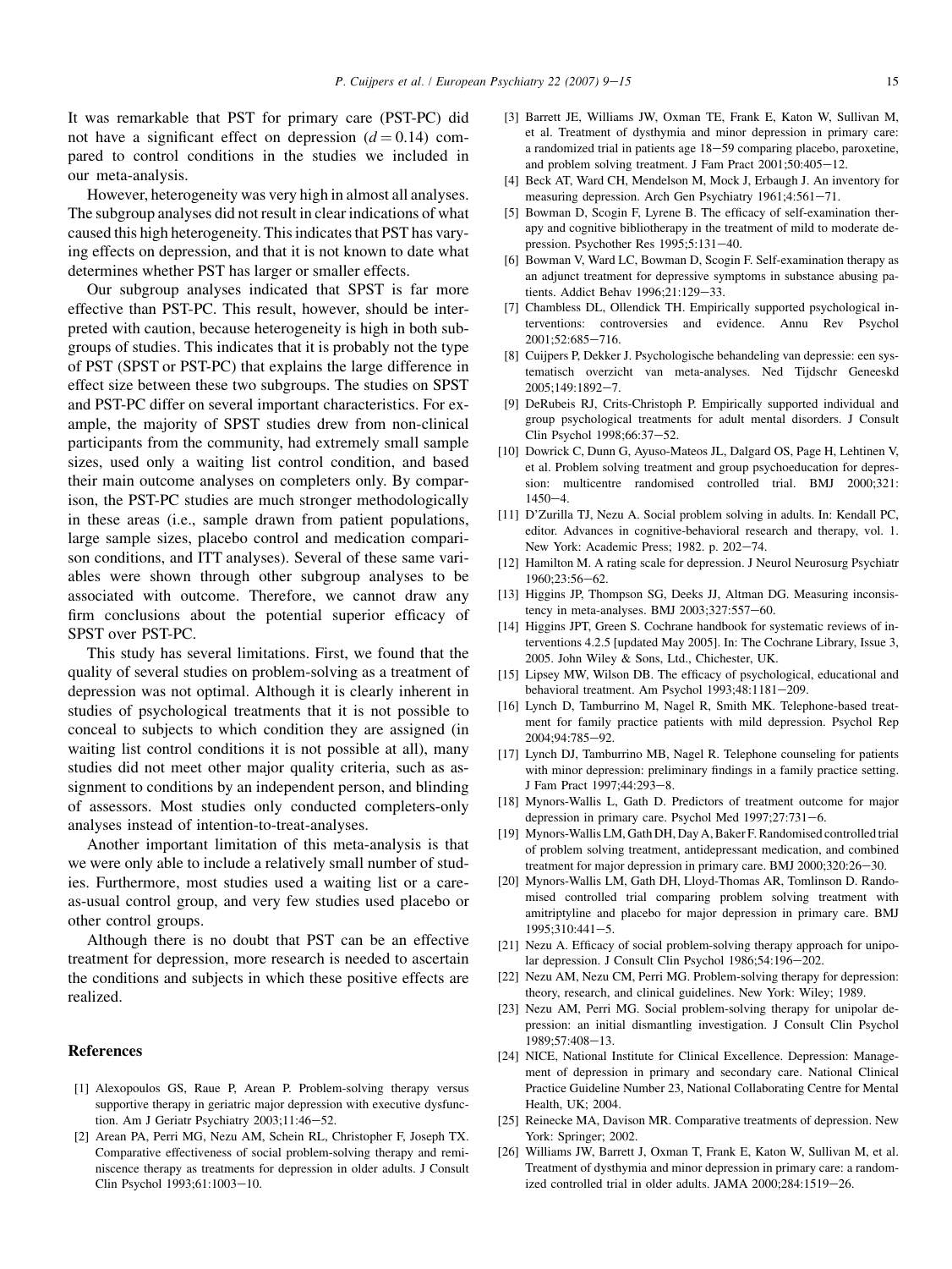It was remarkable that PST for primary care (PST-PC) did not have a significant effect on depression ($d = 0.14$) compared to control conditions in the studies we included in our meta-analysis.

However, heterogeneity was very high in almost all analyses. The subgroup analyses did not result in clear indications of what caused this high heterogeneity. This indicates that PST has varying effects on depression, and that it is not known to date what determines whether PST has larger or smaller effects.

Our subgroup analyses indicated that SPST is far more effective than PST-PC. This result, however, should be interpreted with caution, because heterogeneity is high in both subgroups of studies. This indicates that it is probably not the type of PST (SPST or PST-PC) that explains the large difference in effect size between these two subgroups. The studies on SPST and PST-PC differ on several important characteristics. For example, the majority of SPST studies drew from non-clinical participants from the community, had extremely small sample sizes, used only a waiting list control condition, and based their main outcome analyses on completers only. By comparison, the PST-PC studies are much stronger methodologically in these areas (i.e., sample drawn from patient populations, large sample sizes, placebo control and medication comparison conditions, and ITT analyses). Several of these same variables were shown through other subgroup analyses to be associated with outcome. Therefore, we cannot draw any firm conclusions about the potential superior efficacy of SPST over PST-PC.

This study has several limitations. First, we found that the quality of several studies on problem-solving as a treatment of depression was not optimal. Although it is clearly inherent in studies of psychological treatments that it is not possible to conceal to subjects to which condition they are assigned (in waiting list control conditions it is not possible at all), many studies did not meet other major quality criteria, such as assignment to conditions by an independent person, and blinding of assessors. Most studies only conducted completers-only analyses instead of intention-to-treat-analyses.

Another important limitation of this meta-analysis is that we were only able to include a relatively small number of studies. Furthermore, most studies used a waiting list or a care-as-usual control group, and very few studies used placebo or other control groups.

Although there is no doubt that PST can be an effective treatment for depression, more research is needed to ascertain the conditions and subjects in which these positive effects are realized.

## References

[1] Alexopoulos GS, Raue P, Arean P. Problem-solving therapy versus supportive therapy in geriatric major depression with executive dysfunction. Am J Geriatr Psychiatry 2003;11:46–52.

[2] Arean PA, Perri MG, Nezu AM, Schein RL, Christopher F, Joseph TX. Comparative effectiveness of social problem-solving therapy and reminiscence therapy as treatments for depression in older adults. J Consult Clin Psychol 1993;61:1003–10.

[3] Barrett JE, Williams JW, Oxman TE, Frank E, Katon W, Sullivan M, et al. Treatment of dysthymia and minor depression in primary care: a randomized trial in patients age 18–59 comparing placebo, paroxetine, and problem solving treatment. J Fam Pract 2001;50:405–12.

[4] Beck AT, Ward CH, Mendelson M, Mock J, Erbaugh J. An inventory for measuring depression. Arch Gen Psychiatry 1961;4:561–71.

[5] Bowman D, Scogin F, Lyrene B. The efficacy of self-examination therapy and cognitive bibliotherapy in the treatment of mild to moderate depression. Psychother Res 1995;5:131–40.

[6] Bowman V, Ward LC, Bowman D, Scogin F. Self-examination therapy as an adjunct treatment for depressive symptoms in substance abusing patients. Addict Behav 1996;21:129–33.

[7] Chambless DL, Ollendick TH. Empirically supported psychological interventions: controversies and evidence. Annu Rev Psychol 2001;52:685–716.

[8] Cuijpers P, Dekker J. Psychologische behandeling van depressie: een systematisch overzicht van meta-analyses. Ned Tijdschr Geneeskd 2005;149:1892–7.

[9] DeRubeis RJ, Crits-Christoph P. Empirically supported individual and group psychological treatments for adult mental disorders. J Consult Clin Psychol 1998;66:37–52.

[10] Dowrick C, Dunn G, Ayuso-Mateos JL, Dalgard OS, Page H, Lehtinen V, et al. Problem solving treatment and group psychoeducation for depression: multicentre randomised controlled trial. BMJ 2000;321:1450–4.

[11] D'Zurilla TJ, Nezu A. Social problem solving in adults. In: Kendall PC, editor. Advances in cognitive-behavioral research and therapy, vol. 1. New York: Academic Press; 1982. p. 202–74.

[12] Hamilton M. A rating scale for depression. J Neurol Neurosurg Psychiatr 1960;23:56–62.

[13] Higgins JP, Thompson SG, Deeks JJ, Altman DG. Measuring inconsistency in meta-analyses. BMJ 2003;327:557–60.

[14] Higgins JPT, Green S. Cochrane handbook for systematic reviews of interventions 4.2.5 [updated May 2005]. In: The Cochrane Library, Issue 3, 2005. John Wiley & Sons, Ltd., Chichester, UK.

[15] Lipsey MW, Wilson DB. The efficacy of psychological, educational and behavioral treatment. Am Psychol 1993;48:1181–209.

[16] Lynch D, Tamburrino M, Nagel R, Smith MK. Telephone-based treatment for family practice patients with mild depression. Psychol Rep 2004;94:785–92.

[17] Lynch DJ, Tamburrino MB, Nagel R. Telephone counseling for patients with minor depression: preliminary findings in a family practice setting. J Fam Pract 1997;44:293–8.

[18] Mynors-Wallis L, Gath D. Predictors of treatment outcome for major depression in primary care. Psychol Med 1997;27:731–6.

[19] Mynors-Wallis LM, Gath DH, Day A, Baker F. Randomised controlled trial of problem solving treatment, antidepressant medication, and combined treatment for major depression in primary care. BMJ 2000;320:26–30.

[20] Mynors-Wallis LM, Gath DH, Lloyd-Thomas AR, Tomlinson D. Randomised controlled trial comparing problem solving treatment with amitriptyline and placebo for major depression in primary care. BMJ 1995;310:441–5.

[21] Nezu A. Efficacy of social problem-solving therapy approach for unipolar depression. J Consult Clin Psychol 1986;54:196–202.

[22] Nezu AM, Nezu CM, Perri MG. Problem-solving therapy for depression: theory, research, and clinical guidelines. New York: Wiley; 1989.

[23] Nezu AM, Perri MG. Social problem-solving therapy for unipolar depression: an initial dismantling investigation. J Consult Clin Psychol 1989;57:408–13.

[24] NICE, National Institute for Clinical Excellence. Depression: Management of depression in primary and secondary care. National Clinical Practice Guideline Number 23, National Collaborating Centre for Mental Health, UK; 2004.

[25] Reinecke MA, Davison MR. Comparative treatments of depression. New York: Springer; 2002.

[26] Williams JW, Barrett J, Oxman T, Frank E, Katon W, Sullivan M, et al. Treatment of dysthymia and minor depression in primary care: a randomized controlled trial in older adults. JAMA 2000;284:1519–26.